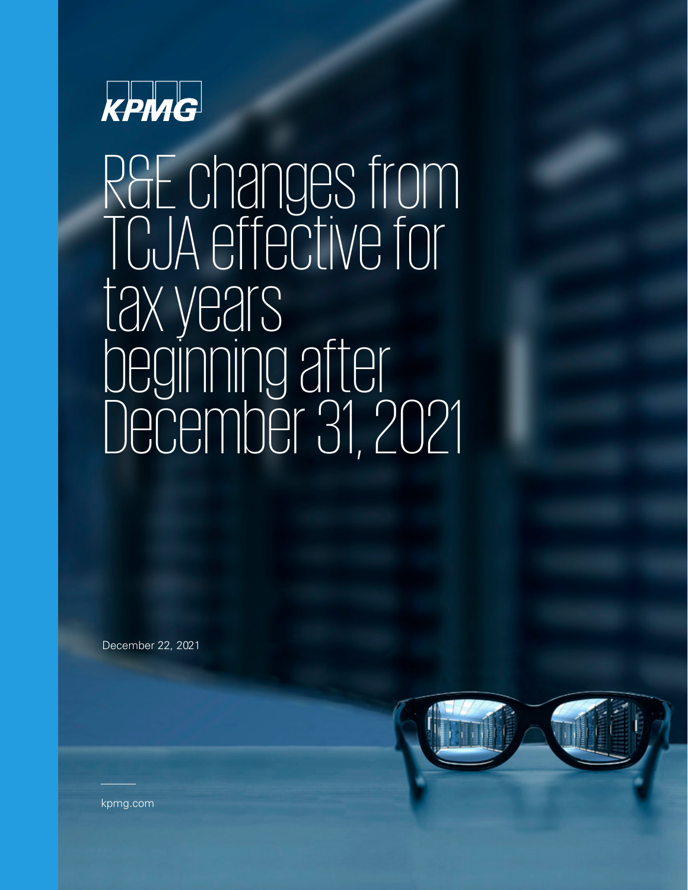KPMG

# R&E changes from TCJA effective for tax years beginning after December 31, 2021

December 22, 2021

kpmg.com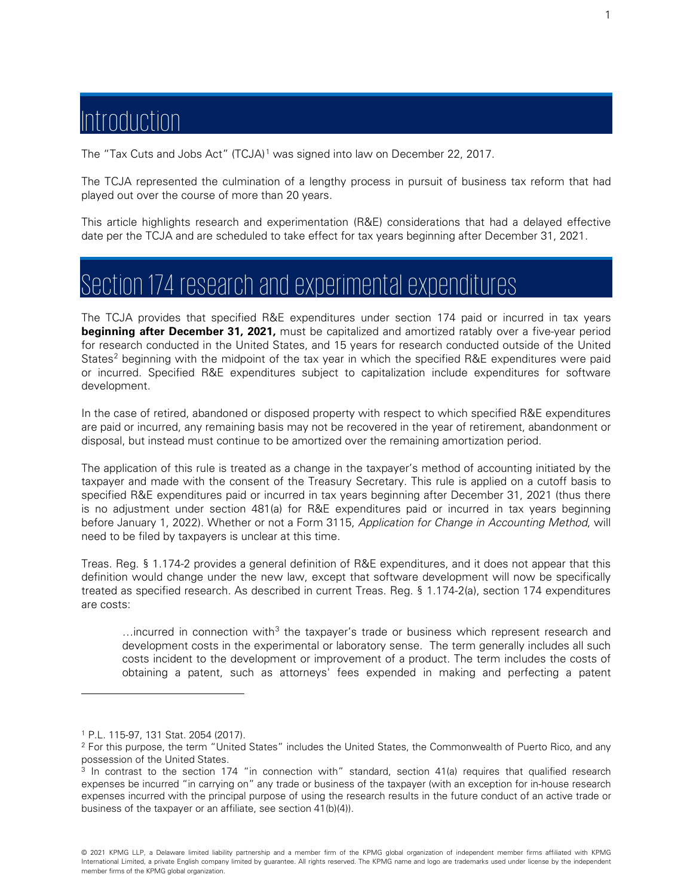# Introduction

The "Tax Cuts and Jobs Act" (TCJA)[1] was signed into law on December 22, 2017.

The TCJA represented the culmination of a lengthy process in pursuit of business tax reform that had played out over the course of more than 20 years.

This article highlights research and experimentation (R&E) considerations that had a delayed effective date per the TCJA and are scheduled to take effect for tax years beginning after December 31, 2021.

# Section 174 research and experimental expenditures

The TCJA provides that specified R&E expenditures under section 174 paid or incurred in tax years **beginning after December 31, 2021,** must be capitalized and amortized ratably over a five-year period for research conducted in the United States, and 15 years for research conducted outside of the United States[2] beginning with the midpoint of the tax year in which the specified R&E expenditures were paid or incurred. Specified R&E expenditures subject to capitalization include expenditures for software development.

In the case of retired, abandoned or disposed property with respect to which specified R&E expenditures are paid or incurred, any remaining basis may not be recovered in the year of retirement, abandonment or disposal, but instead must continue to be amortized over the remaining amortization period.

The application of this rule is treated as a change in the taxpayer's method of accounting initiated by the taxpayer and made with the consent of the Treasury Secretary. This rule is applied on a cutoff basis to specified R&E expenditures paid or incurred in tax years beginning after December 31, 2021 (thus there is no adjustment under section 481(a) for R&E expenditures paid or incurred in tax years beginning before January 1, 2022). Whether or not a Form 3115, *Application for Change in Accounting Method*, will need to be filed by taxpayers is unclear at this time.

Treas. Reg. § 1.174-2 provides a general definition of R&E expenditures, and it does not appear that this definition would change under the new law, except that software development will now be specifically treated as specified research. As described in current Treas. Reg. § 1.174-2(a), section 174 expenditures are costs:

> …incurred in connection with[3] the taxpayer's trade or business which represent research and development costs in the experimental or laboratory sense. The term generally includes all such costs incident to the development or improvement of a product. The term includes the costs of obtaining a patent, such as attorneys' fees expended in making and perfecting a patent

---

[1] P.L. 115-97, 131 Stat. 2054 (2017).

[2] For this purpose, the term "United States" includes the United States, the Commonwealth of Puerto Rico, and any possession of the United States.

[3] In contrast to the section 174 "in connection with" standard, section 41(a) requires that qualified research expenses be incurred "in carrying on" any trade or business of the taxpayer (with an exception for in-house research expenses incurred with the principal purpose of using the research results in the future conduct of an active trade or business of the taxpayer or an affiliate, see section 41(b)(4)).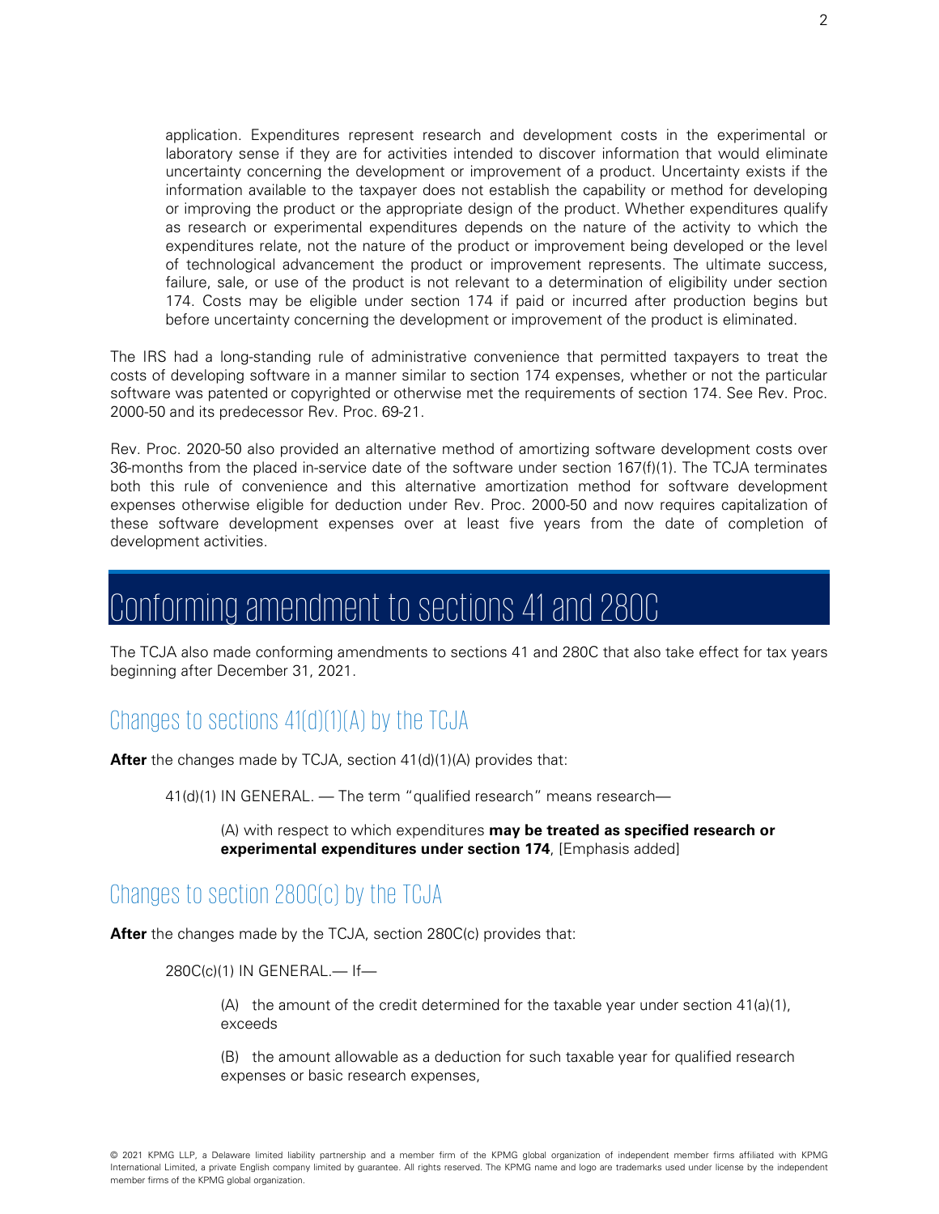application. Expenditures represent research and development costs in the experimental or laboratory sense if they are for activities intended to discover information that would eliminate uncertainty concerning the development or improvement of a product. Uncertainty exists if the information available to the taxpayer does not establish the capability or method for developing or improving the product or the appropriate design of the product. Whether expenditures qualify as research or experimental expenditures depends on the nature of the activity to which the expenditures relate, not the nature of the product or improvement being developed or the level of technological advancement the product or improvement represents. The ultimate success, failure, sale, or use of the product is not relevant to a determination of eligibility under section 174. Costs may be eligible under section 174 if paid or incurred after production begins but before uncertainty concerning the development or improvement of the product is eliminated.

The IRS had a long-standing rule of administrative convenience that permitted taxpayers to treat the costs of developing software in a manner similar to section 174 expenses, whether or not the particular software was patented or copyrighted or otherwise met the requirements of section 174. See Rev. Proc. 2000-50 and its predecessor Rev. Proc. 69-21.

Rev. Proc. 2020-50 also provided an alternative method of amortizing software development costs over 36-months from the placed in-service date of the software under section 167(f)(1). The TCJA terminates both this rule of convenience and this alternative amortization method for software development expenses otherwise eligible for deduction under Rev. Proc. 2000-50 and now requires capitalization of these software development expenses over at least five years from the date of completion of development activities.

# Conforming amendment to sections 41 and 280C

The TCJA also made conforming amendments to sections 41 and 280C that also take effect for tax years beginning after December 31, 2021.

## Changes to sections 41(d)(1)(A) by the TCJA

**After** the changes made by TCJA, section 41(d)(1)(A) provides that:

> 41(d)(1) IN GENERAL. — The term "qualified research" means research—
>
> > (A) with respect to which expenditures **may be treated as specified research or experimental expenditures under section 174**, [Emphasis added]

## Changes to section 280C(c) by the TCJA

**After** the changes made by the TCJA, section 280C(c) provides that:

> 280C(c)(1) IN GENERAL.— If—
>
> > (A) the amount of the credit determined for the taxable year under section 41(a)(1), exceeds
> >
> > (B) the amount allowable as a deduction for such taxable year for qualified research expenses or basic research expenses,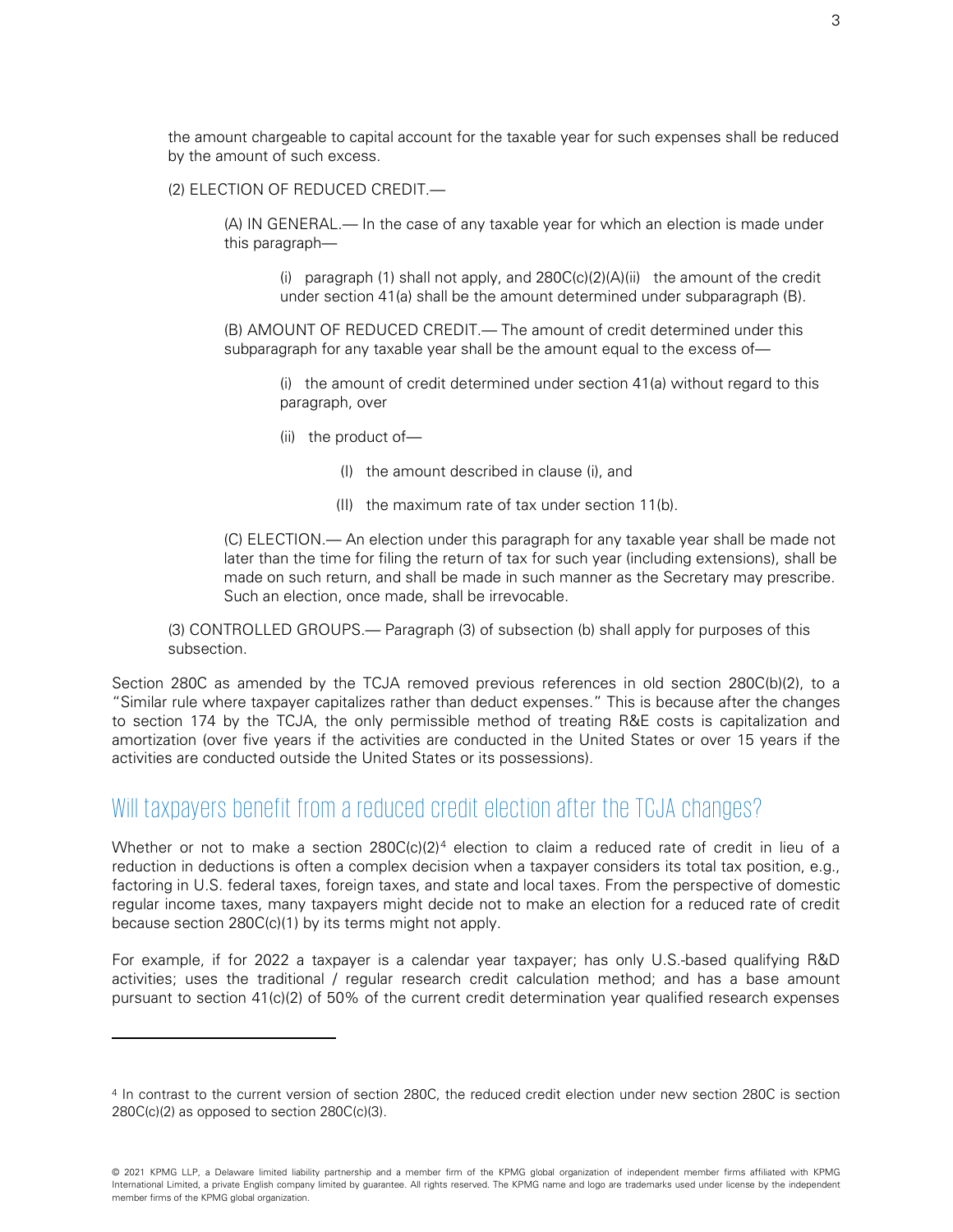the amount chargeable to capital account for the taxable year for such expenses shall be reduced by the amount of such excess.

(2) ELECTION OF REDUCED CREDIT.—

(A) IN GENERAL.— In the case of any taxable year for which an election is made under this paragraph—

(i) paragraph (1) shall not apply, and 280C(c)(2)(A)(ii) the amount of the credit under section 41(a) shall be the amount determined under subparagraph (B).

(B) AMOUNT OF REDUCED CREDIT.— The amount of credit determined under this subparagraph for any taxable year shall be the amount equal to the excess of—

(i) the amount of credit determined under section 41(a) without regard to this paragraph, over

(ii) the product of—

(I) the amount described in clause (i), and

(II) the maximum rate of tax under section 11(b).

(C) ELECTION.— An election under this paragraph for any taxable year shall be made not later than the time for filing the return of tax for such year (including extensions), shall be made on such return, and shall be made in such manner as the Secretary may prescribe. Such an election, once made, shall be irrevocable.

(3) CONTROLLED GROUPS.— Paragraph (3) of subsection (b) shall apply for purposes of this subsection.

Section 280C as amended by the TCJA removed previous references in old section 280C(b)(2), to a "Similar rule where taxpayer capitalizes rather than deduct expenses." This is because after the changes to section 174 by the TCJA, the only permissible method of treating R&E costs is capitalization and amortization (over five years if the activities are conducted in the United States or over 15 years if the activities are conducted outside the United States or its possessions).

## Will taxpayers benefit from a reduced credit election after the TCJA changes?

Whether or not to make a section 280C(c)(2)[4] election to claim a reduced rate of credit in lieu of a reduction in deductions is often a complex decision when a taxpayer considers its total tax position, e.g., factoring in U.S. federal taxes, foreign taxes, and state and local taxes. From the perspective of domestic regular income taxes, many taxpayers might decide not to make an election for a reduced rate of credit because section 280C(c)(1) by its terms might not apply.

For example, if for 2022 a taxpayer is a calendar year taxpayer; has only U.S.-based qualifying R&D activities; uses the traditional / regular research credit calculation method; and has a base amount pursuant to section 41(c)(2) of 50% of the current credit determination year qualified research expenses

[4] In contrast to the current version of section 280C, the reduced credit election under new section 280C is section 280C(c)(2) as opposed to section 280C(c)(3).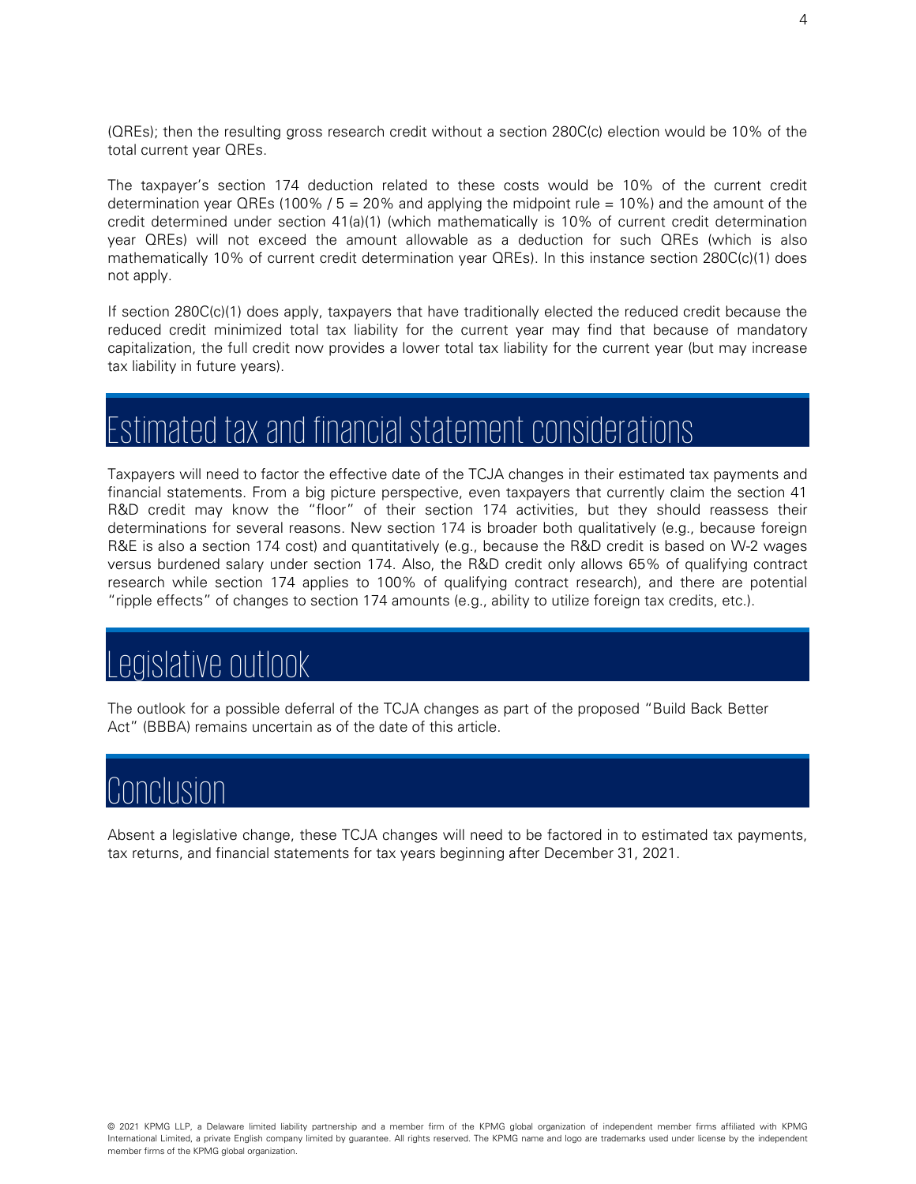(QREs); then the resulting gross research credit without a section 280C(c) election would be 10% of the total current year QREs.

The taxpayer's section 174 deduction related to these costs would be 10% of the current credit determination year QREs (100% / 5 = 20% and applying the midpoint rule = 10%) and the amount of the credit determined under section 41(a)(1) (which mathematically is 10% of current credit determination year QREs) will not exceed the amount allowable as a deduction for such QREs (which is also mathematically 10% of current credit determination year QREs). In this instance section 280C(c)(1) does not apply.

If section 280C(c)(1) does apply, taxpayers that have traditionally elected the reduced credit because the reduced credit minimized total tax liability for the current year may find that because of mandatory capitalization, the full credit now provides a lower total tax liability for the current year (but may increase tax liability in future years).

## Estimated tax and financial statement considerations

Taxpayers will need to factor the effective date of the TCJA changes in their estimated tax payments and financial statements. From a big picture perspective, even taxpayers that currently claim the section 41 R&D credit may know the "floor" of their section 174 activities, but they should reassess their determinations for several reasons. New section 174 is broader both qualitatively (e.g., because foreign R&E is also a section 174 cost) and quantitatively (e.g., because the R&D credit is based on W-2 wages versus burdened salary under section 174. Also, the R&D credit only allows 65% of qualifying contract research while section 174 applies to 100% of qualifying contract research), and there are potential "ripple effects" of changes to section 174 amounts (e.g., ability to utilize foreign tax credits, etc.).

## Legislative outlook

The outlook for a possible deferral of the TCJA changes as part of the proposed "Build Back Better Act" (BBBA) remains uncertain as of the date of this article.

## Conclusion

Absent a legislative change, these TCJA changes will need to be factored in to estimated tax payments, tax returns, and financial statements for tax years beginning after December 31, 2021.

© 2021 KPMG LLP, a Delaware limited liability partnership and a member firm of the KPMG global organization of independent member firms affiliated with KPMG International Limited, a private English company limited by guarantee. All rights reserved. The KPMG name and logo are trademarks used under license by the independent member firms of the KPMG global organization.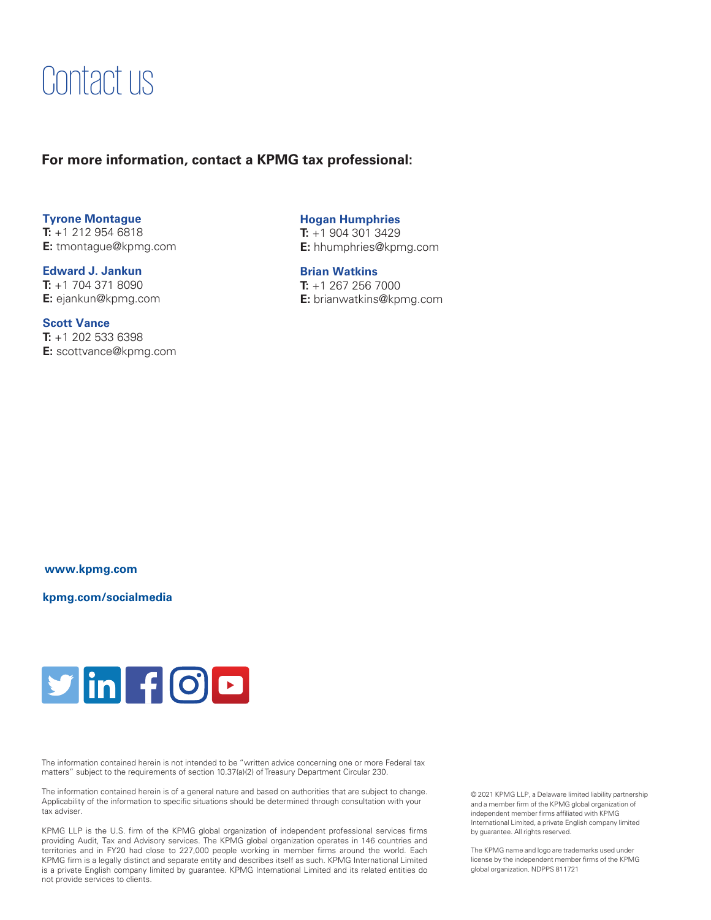# Contact us

**For more information, contact a KPMG tax professional:**

**Tyrone Montague**
**T:** +1 212 954 6818
**E:** tmontague@kpmg.com

**Edward J. Jankun**
**T:** +1 704 371 8090
**E:** ejankun@kpmg.com

**Scott Vance**
**T:** +1 202 533 6398
**E:** scottvance@kpmg.com

**Hogan Humphries**
**T:** +1 904 301 3429
**E:** hhumphries@kpmg.com

**Brian Watkins**
**T:** +1 267 256 7000
**E:** brianwatkins@kpmg.com

**www.kpmg.com**

**kpmg.com/socialmedia**

The information contained herein is not intended to be "written advice concerning one or more Federal tax matters" subject to the requirements of section 10.37(a)(2) of Treasury Department Circular 230.

The information contained herein is of a general nature and based on authorities that are subject to change. Applicability of the information to specific situations should be determined through consultation with your tax adviser.

KPMG LLP is the U.S. firm of the KPMG global organization of independent professional services firms providing Audit, Tax and Advisory services. The KPMG global organization operates in 146 countries and territories and in FY20 had close to 227,000 people working in member firms around the world. Each KPMG firm is a legally distinct and separate entity and describes itself as such. KPMG International Limited is a private English company limited by guarantee. KPMG International Limited and its related entities do not provide services to clients.

© 2021 KPMG LLP, a Delaware limited liability partnership and a member firm of the KPMG global organization of independent member firms affiliated with KPMG International Limited, a private English company limited by guarantee. All rights reserved.

The KPMG name and logo are trademarks used under license by the independent member firms of the KPMG global organization. NDPPS 811721